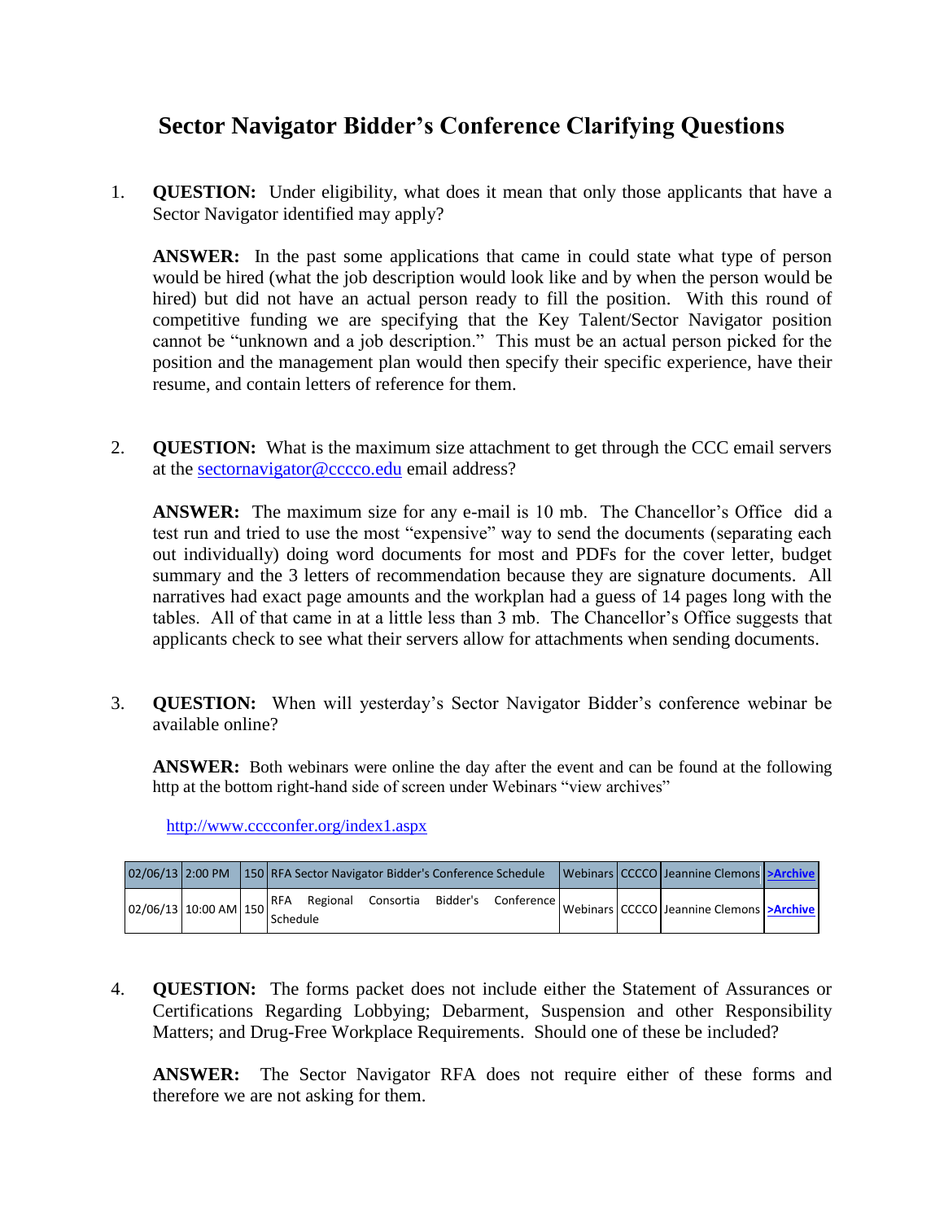# Sector Navigator Bidder's Conference Clarifying Questions

1. **QUESTION:** Under eligibility, what does it mean that only those applicants that have a Sector Navigator identified may apply?

   **ANSWER:** In the past some applications that came in could state what type of person would be hired (what the job description would look like and by when the person would be hired) but did not have an actual person ready to fill the position. With this round of competitive funding we are specifying that the Key Talent/Sector Navigator position cannot be "unknown and a job description." This must be an actual person picked for the position and the management plan would then specify their specific experience, have their resume, and contain letters of reference for them.

2. **QUESTION:** What is the maximum size attachment to get through the CCC email servers at the sectornavigator@cccco.edu email address?

   **ANSWER:** The maximum size for any e-mail is 10 mb. The Chancellor's Office did a test run and tried to use the most "expensive" way to send the documents (separating each out individually) doing word documents for most and PDFs for the cover letter, budget summary and the 3 letters of recommendation because they are signature documents. All narratives had exact page amounts and the workplan had a guess of 14 pages long with the tables. All of that came in at a little less than 3 mb. The Chancellor's Office suggests that applicants check to see what their servers allow for attachments when sending documents.

3. **QUESTION:** When will yesterday's Sector Navigator Bidder's conference webinar be available online?

   **ANSWER:** Both webinars were online the day after the event and can be found at the following http at the bottom right-hand side of screen under Webinars "view archives"

   http://www.cccconfer.org/index1.aspx

| | | | | | | | |
|---|---|---|---|---|---|---|---|
| 02/06/13 | 2:00 PM | 150 | RFA Sector Navigator Bidder's Conference Schedule | Webinars | CCCCO | Jeannine Clemons | >Archive |
| 02/06/13 | 10:00 AM | 150 | RFA Regional Consortia Bidder's Conference Schedule | Webinars | CCCCO | Jeannine Clemons | >Archive |

4. **QUESTION:** The forms packet does not include either the Statement of Assurances or Certifications Regarding Lobbying; Debarment, Suspension and other Responsibility Matters; and Drug-Free Workplace Requirements. Should one of these be included?

   **ANSWER:** The Sector Navigator RFA does not require either of these forms and therefore we are not asking for them.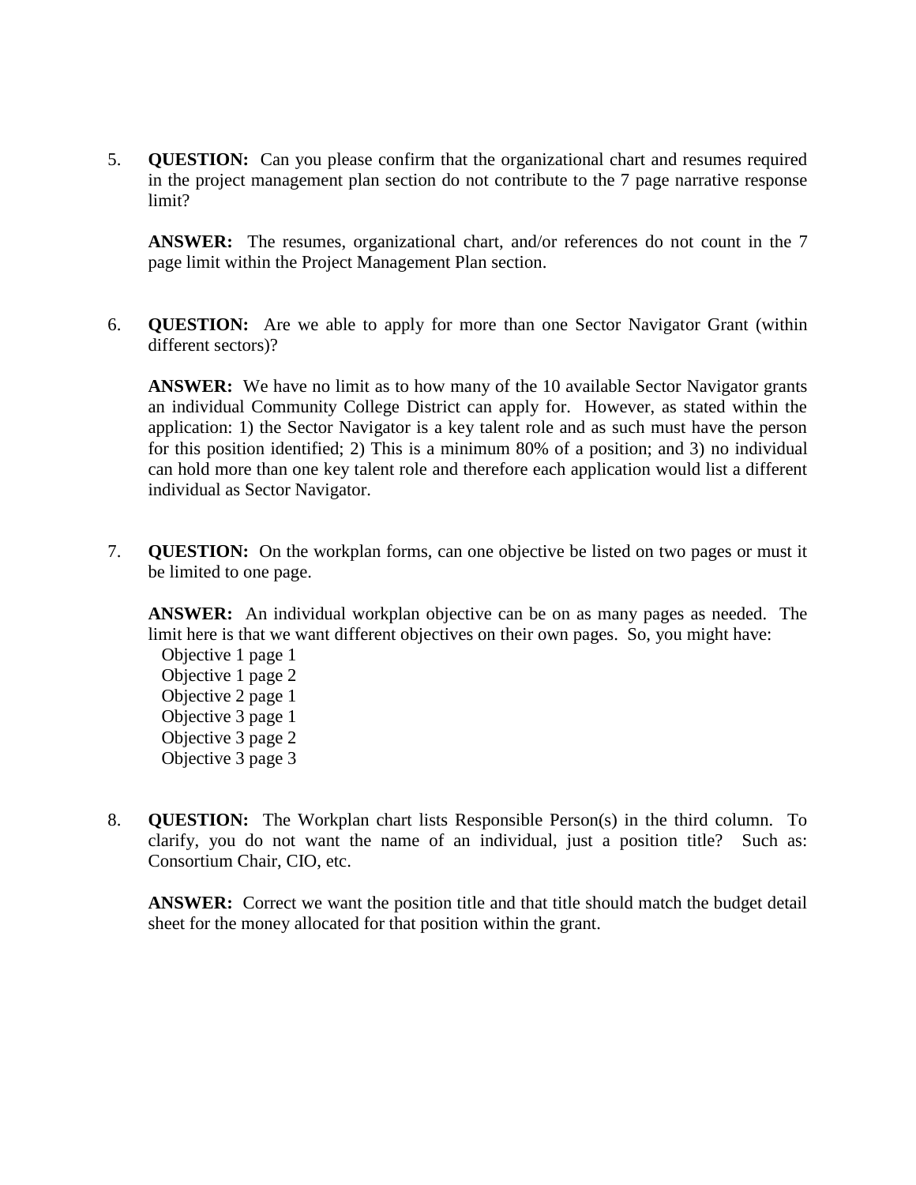5. **QUESTION:** Can you please confirm that the organizational chart and resumes required in the project management plan section do not contribute to the 7 page narrative response limit?

   **ANSWER:** The resumes, organizational chart, and/or references do not count in the 7 page limit within the Project Management Plan section.

6. **QUESTION:** Are we able to apply for more than one Sector Navigator Grant (within different sectors)?

   **ANSWER:** We have no limit as to how many of the 10 available Sector Navigator grants an individual Community College District can apply for. However, as stated within the application: 1) the Sector Navigator is a key talent role and as such must have the person for this position identified; 2) This is a minimum 80% of a position; and 3) no individual can hold more than one key talent role and therefore each application would list a different individual as Sector Navigator.

7. **QUESTION:** On the workplan forms, can one objective be listed on two pages or must it be limited to one page.

   **ANSWER:** An individual workplan objective can be on as many pages as needed. The limit here is that we want different objectives on their own pages. So, you might have:
   Objective 1 page 1
   Objective 1 page 2
   Objective 2 page 1
   Objective 3 page 1
   Objective 3 page 2
   Objective 3 page 3

8. **QUESTION:** The Workplan chart lists Responsible Person(s) in the third column. To clarify, you do not want the name of an individual, just a position title? Such as: Consortium Chair, CIO, etc.

   **ANSWER:** Correct we want the position title and that title should match the budget detail sheet for the money allocated for that position within the grant.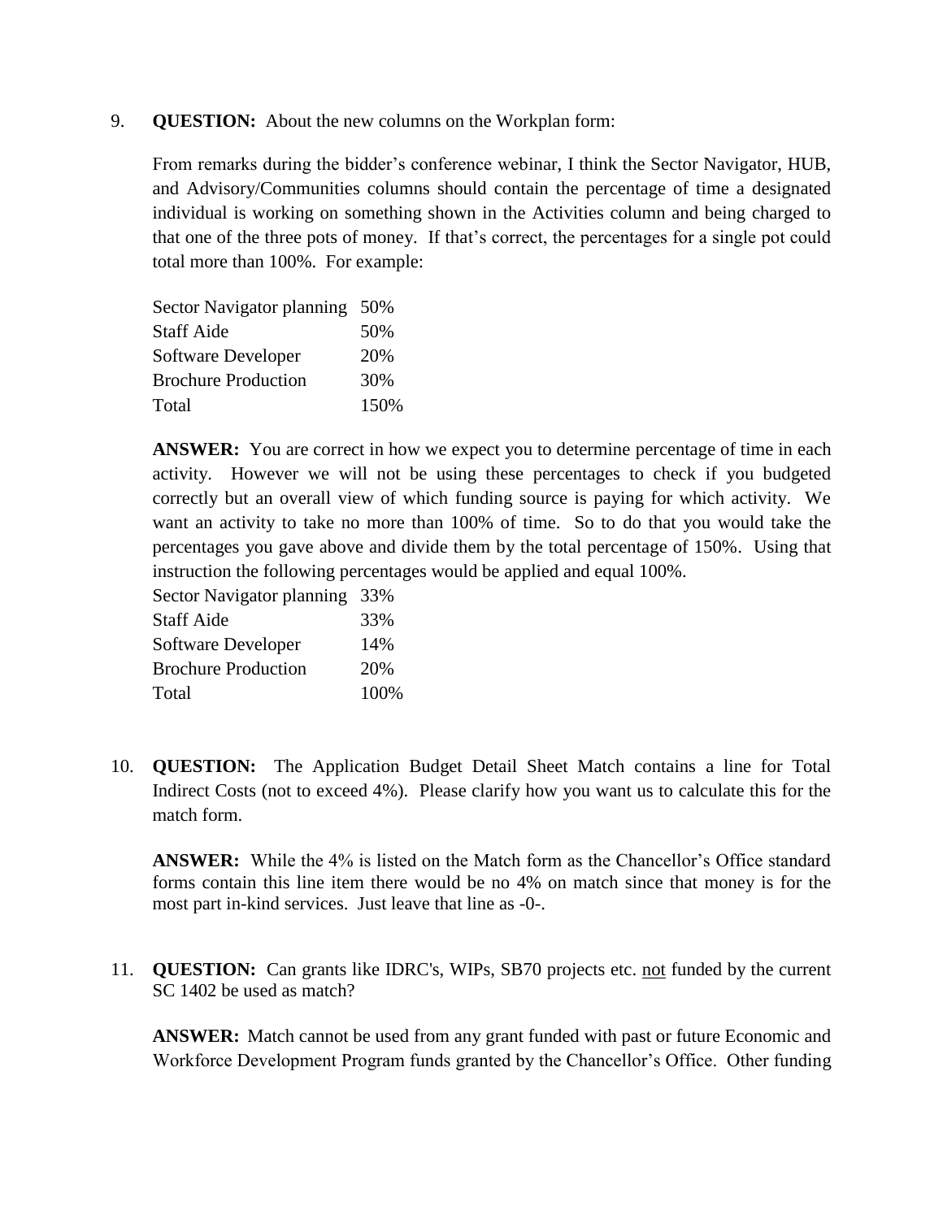9. **QUESTION:** About the new columns on the Workplan form:

   From remarks during the bidder's conference webinar, I think the Sector Navigator, HUB, and Advisory/Communities columns should contain the percentage of time a designated individual is working on something shown in the Activities column and being charged to that one of the three pots of money. If that's correct, the percentages for a single pot could total more than 100%. For example:

   | | |
   |---|---|
   | Sector Navigator planning | 50% |
   | Staff Aide | 50% |
   | Software Developer | 20% |
   | Brochure Production | 30% |
   | Total | 150% |

   **ANSWER:** You are correct in how we expect you to determine percentage of time in each activity. However we will not be using these percentages to check if you budgeted correctly but an overall view of which funding source is paying for which activity. We want an activity to take no more than 100% of time. So to do that you would take the percentages you gave above and divide them by the total percentage of 150%. Using that instruction the following percentages would be applied and equal 100%.

   | | |
   |---|---|
   | Sector Navigator planning | 33% |
   | Staff Aide | 33% |
   | Software Developer | 14% |
   | Brochure Production | 20% |
   | Total | 100% |

10. **QUESTION:** The Application Budget Detail Sheet Match contains a line for Total Indirect Costs (not to exceed 4%). Please clarify how you want us to calculate this for the match form.

    **ANSWER:** While the 4% is listed on the Match form as the Chancellor's Office standard forms contain this line item there would be no 4% on match since that money is for the most part in-kind services. Just leave that line as -0-.

11. **QUESTION:** Can grants like IDRC's, WIPs, SB70 projects etc. <u>not</u> funded by the current SC 1402 be used as match?

    **ANSWER:** Match cannot be used from any grant funded with past or future Economic and Workforce Development Program funds granted by the Chancellor's Office. Other funding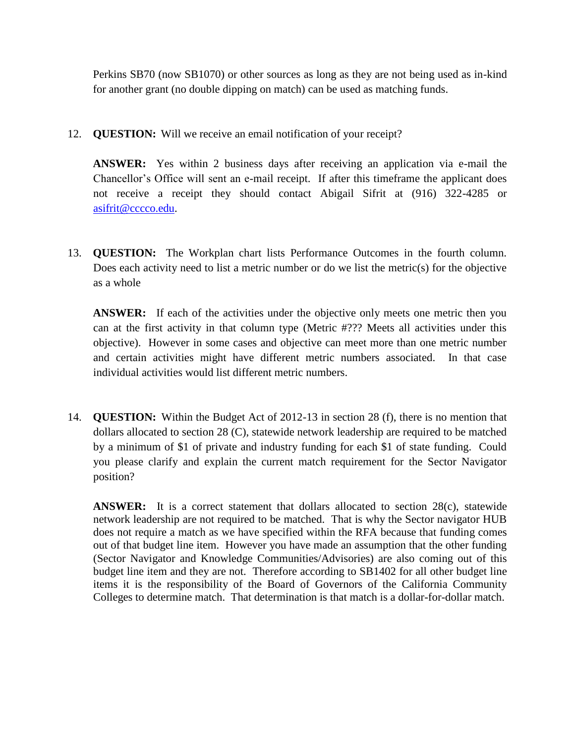Perkins SB70 (now SB1070) or other sources as long as they are not being used as in-kind for another grant (no double dipping on match) can be used as matching funds.

12. **QUESTION:** Will we receive an email notification of your receipt?

    **ANSWER:** Yes within 2 business days after receiving an application via e-mail the Chancellor's Office will sent an e-mail receipt. If after this timeframe the applicant does not receive a receipt they should contact Abigail Sifrit at (916) 322-4285 or asifrit@cccco.edu.

13. **QUESTION:** The Workplan chart lists Performance Outcomes in the fourth column. Does each activity need to list a metric number or do we list the metric(s) for the objective as a whole

    **ANSWER:** If each of the activities under the objective only meets one metric then you can at the first activity in that column type (Metric #??? Meets all activities under this objective). However in some cases and objective can meet more than one metric number and certain activities might have different metric numbers associated. In that case individual activities would list different metric numbers.

14. **QUESTION:** Within the Budget Act of 2012-13 in section 28 (f), there is no mention that dollars allocated to section 28 (C), statewide network leadership are required to be matched by a minimum of $1 of private and industry funding for each $1 of state funding. Could you please clarify and explain the current match requirement for the Sector Navigator position?

    **ANSWER:** It is a correct statement that dollars allocated to section 28(c), statewide network leadership are not required to be matched. That is why the Sector navigator HUB does not require a match as we have specified within the RFA because that funding comes out of that budget line item. However you have made an assumption that the other funding (Sector Navigator and Knowledge Communities/Advisories) are also coming out of this budget line item and they are not. Therefore according to SB1402 for all other budget line items it is the responsibility of the Board of Governors of the California Community Colleges to determine match. That determination is that match is a dollar-for-dollar match.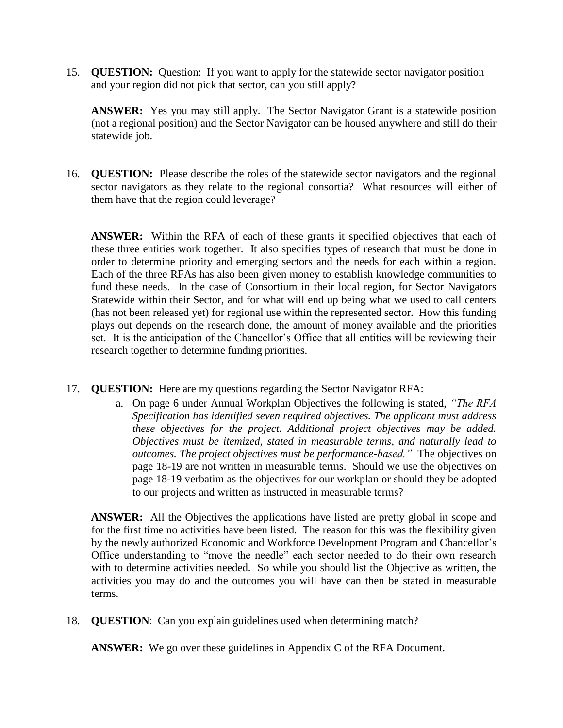15. **QUESTION:** Question: If you want to apply for the statewide sector navigator position and your region did not pick that sector, can you still apply?

    **ANSWER:** Yes you may still apply. The Sector Navigator Grant is a statewide position (not a regional position) and the Sector Navigator can be housed anywhere and still do their statewide job.

16. **QUESTION:** Please describe the roles of the statewide sector navigators and the regional sector navigators as they relate to the regional consortia? What resources will either of them have that the region could leverage?

    **ANSWER:** Within the RFA of each of these grants it specified objectives that each of these three entities work together. It also specifies types of research that must be done in order to determine priority and emerging sectors and the needs for each within a region. Each of the three RFAs has also been given money to establish knowledge communities to fund these needs. In the case of Consortium in their local region, for Sector Navigators Statewide within their Sector, and for what will end up being what we used to call centers (has not been released yet) for regional use within the represented sector. How this funding plays out depends on the research done, the amount of money available and the priorities set. It is the anticipation of the Chancellor's Office that all entities will be reviewing their research together to determine funding priorities.

17. **QUESTION:** Here are my questions regarding the Sector Navigator RFA:
    a. On page 6 under Annual Workplan Objectives the following is stated, *"The RFA Specification has identified seven required objectives. The applicant must address these objectives for the project. Additional project objectives may be added. Objectives must be itemized, stated in measurable terms, and naturally lead to outcomes. The project objectives must be performance-based."* The objectives on page 18-19 are not written in measurable terms. Should we use the objectives on page 18-19 verbatim as the objectives for our workplan or should they be adopted to our projects and written as instructed in measurable terms?

    **ANSWER:** All the Objectives the applications have listed are pretty global in scope and for the first time no activities have been listed. The reason for this was the flexibility given by the newly authorized Economic and Workforce Development Program and Chancellor's Office understanding to "move the needle" each sector needed to do their own research with to determine activities needed. So while you should list the Objective as written, the activities you may do and the outcomes you will have can then be stated in measurable terms.

18. **QUESTION**: Can you explain guidelines used when determining match?

    **ANSWER:** We go over these guidelines in Appendix C of the RFA Document.